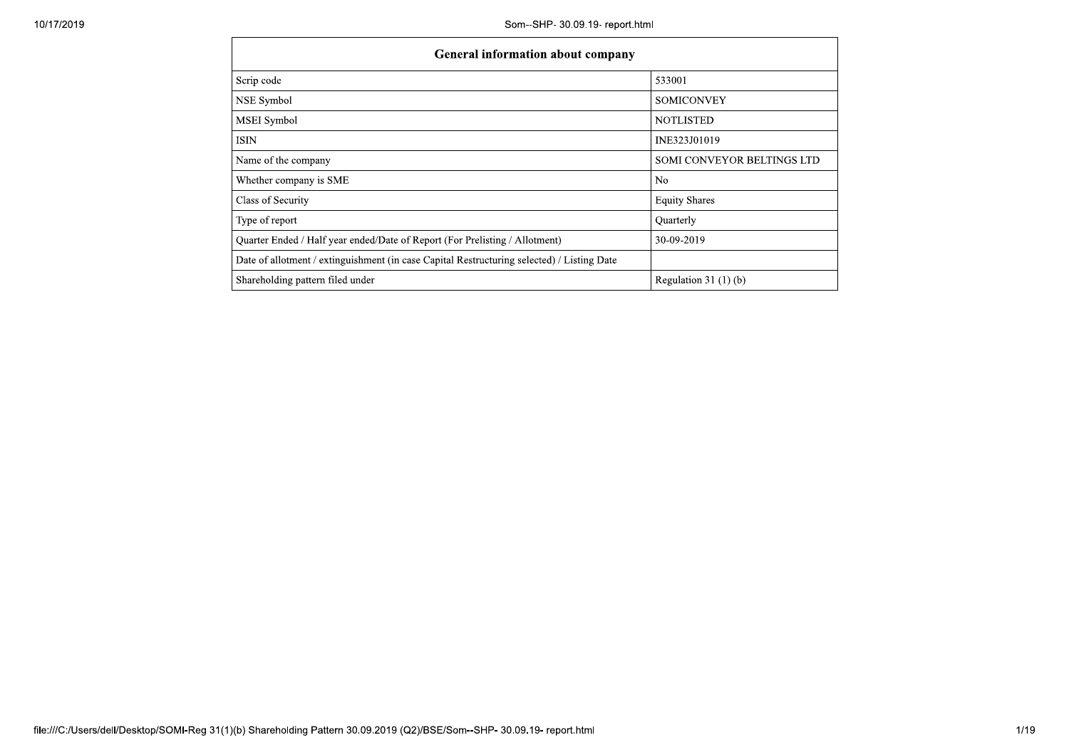| General information about company | |
|---|---|
| Scrip code | 533001 |
| NSE Symbol | SOMICONVEY |
| MSEI Symbol | NOTLISTED |
| ISIN | INE323J01019 |
| Name of the company | SOMI CONVEYOR BELTINGS LTD |
| Whether company is SME | No |
| Class of Security | Equity Shares |
| Type of report | Quarterly |
| Quarter Ended / Half year ended/Date of Report (For Prelisting / Allotment) | 30-09-2019 |
| Date of allotment / extinguishment (in case Capital Restructuring selected) / Listing Date | |
| Shareholding pattern filed under | Regulation 31 (1) (b) |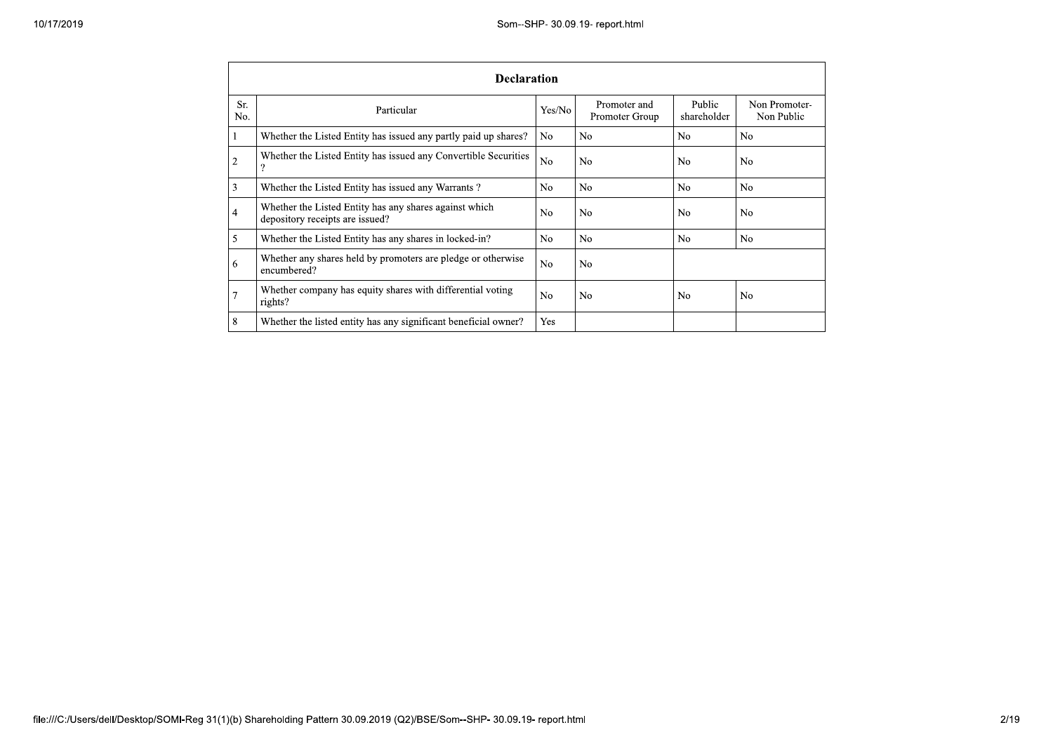| Declaration | | | | | |
|---|---|---|---|---|---|
| Sr. No. | Particular | Yes/No | Promoter and Promoter Group | Public shareholder | Non Promoter- Non Public |
| 1 | Whether the Listed Entity has issued any partly paid up shares? | No | No | No | No |
| 2 | Whether the Listed Entity has issued any Convertible Securities ? | No | No | No | No |
| 3 | Whether the Listed Entity has issued any Warrants ? | No | No | No | No |
| 4 | Whether the Listed Entity has any shares against which depository receipts are issued? | No | No | No | No |
| 5 | Whether the Listed Entity has any shares in locked-in? | No | No | No | No |
| 6 | Whether any shares held by promoters are pledge or otherwise encumbered? | No | No | | |
| 7 | Whether company has equity shares with differential voting rights? | No | No | No | No |
| 8 | Whether the listed entity has any significant beneficial owner? | Yes | | | |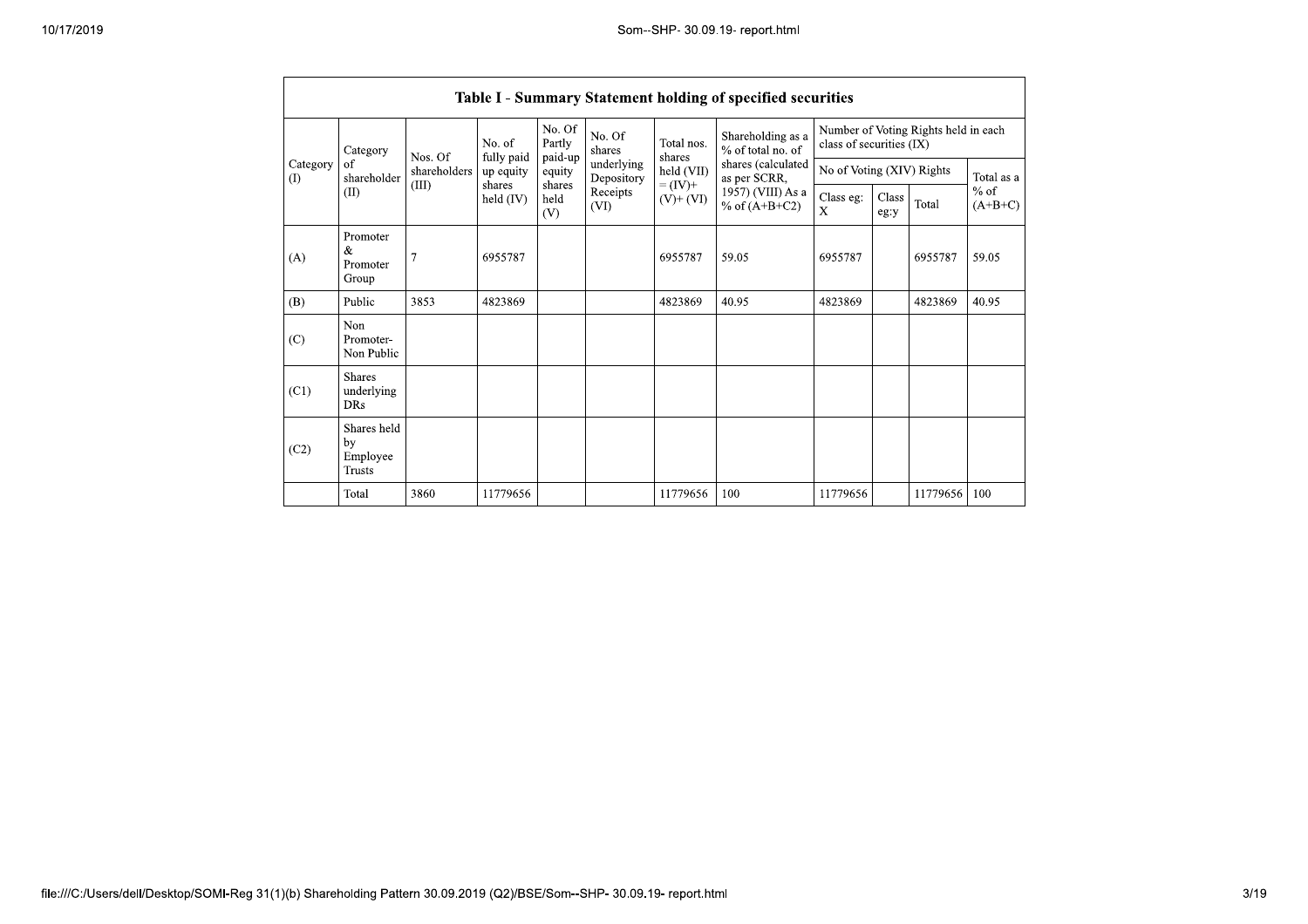## Table I - Summary Statement holding of specified securities

| Category (I) | Category of shareholder (II) | Nos. Of shareholders (III) | No. of fully paid up equity shares held (IV) | No. Of Partly paid-up equity shares held (V) | No. Of shares underlying Depository Receipts (VI) | Total nos. shares held (VII) = (IV)+ (V)+ (VI) | Shareholding as a % of total no. of shares (calculated as per SCRR, 1957) (VIII) As a % of (A+B+C2) | Number of Voting Rights held in each class of securities (IX) | | | |
|---|---|---|---|---|---|---|---|---|---|---|---|
| | | | | | | | | No of Voting (XIV) Rights | | | Total as a % of (A+B+C) |
| | | | | | | | | Class eg: X | Class eg:y | Total | |
| (A) | Promoter & Promoter Group | 7 | 6955787 | | | 6955787 | 59.05 | 6955787 | | 6955787 | 59.05 |
| (B) | Public | 3853 | 4823869 | | | 4823869 | 40.95 | 4823869 | | 4823869 | 40.95 |
| (C) | Non Promoter- Non Public | | | | | | | | | | |
| (C1) | Shares underlying DRs | | | | | | | | | | |
| (C2) | Shares held by Employee Trusts | | | | | | | | | | |
| | Total | 3860 | 11779656 | | | 11779656 | 100 | 11779656 | | 11779656 | 100 |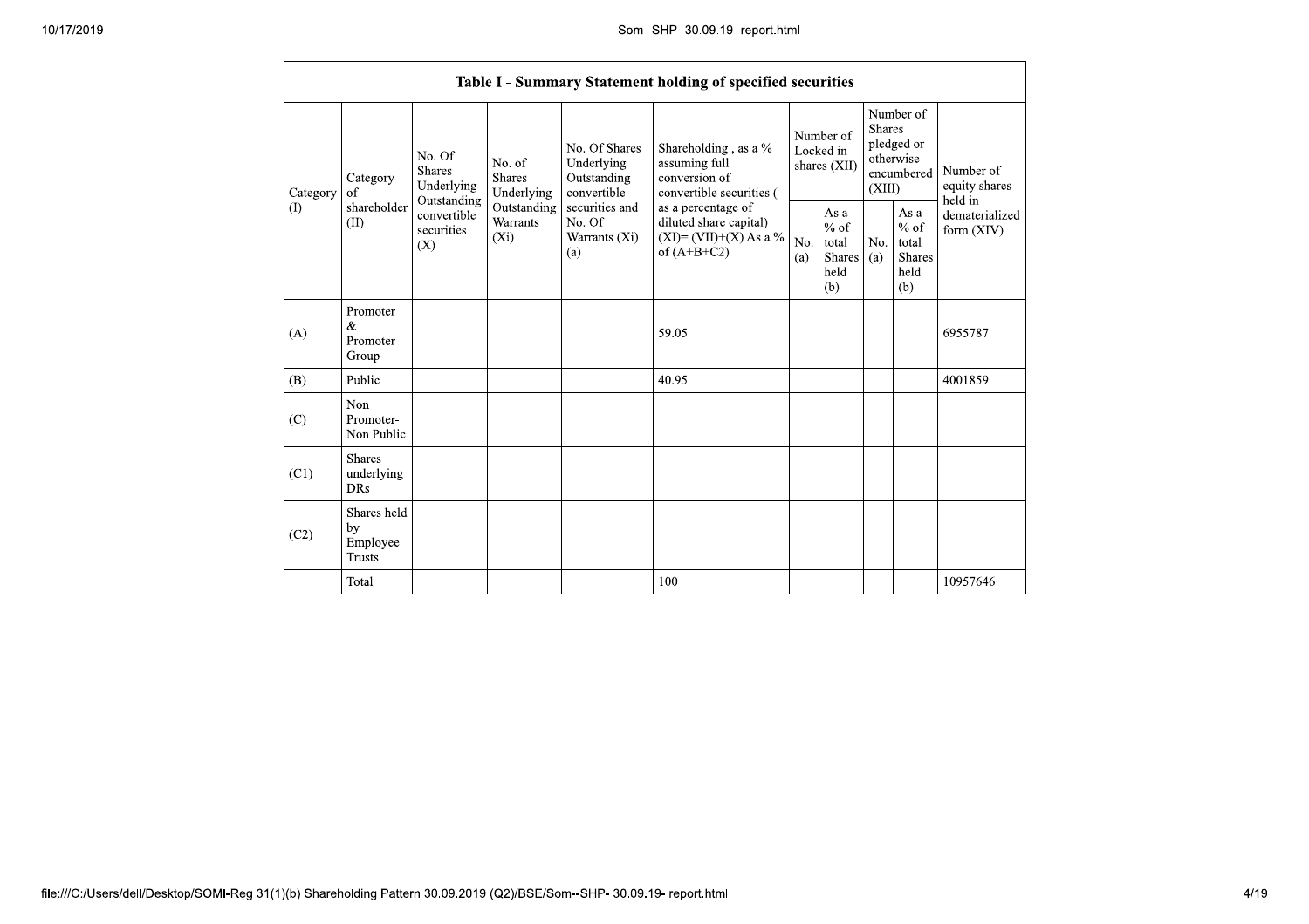## Table I - Summary Statement holding of specified securities

| Category (I) | Category of shareholder (II) | No. Of Shares Underlying Outstanding convertible securities (X) | No. of Shares Underlying Outstanding Warrants (Xi) | No. Of Shares Underlying Outstanding convertible securities and No. Of Warrants (Xi) (a) | Shareholding , as a % assuming full conversion of convertible securities ( as a percentage of diluted share capital) (XI)= (VII)+(X) As a % of (A+B+C2) | Number of Locked in shares (XII) | | Number of Shares pledged or otherwise encumbered (XIII) | | Number of equity shares held in dematerialized form (XIV) |
|---|---|---|---|---|---|---|---|---|---|---|
| | | | | | | No. (a) | As a % of total Shares held (b) | No. (a) | As a % of total Shares held (b) | |
| (A) | Promoter & Promoter Group | | | | 59.05 | | | | | 6955787 |
| (B) | Public | | | | 40.95 | | | | | 4001859 |
| (C) | Non Promoter- Non Public | | | | | | | | | |
| (C1) | Shares underlying DRs | | | | | | | | | |
| (C2) | Shares held by Employee Trusts | | | | | | | | | |
| | Total | | | | 100 | | | | | 10957646 |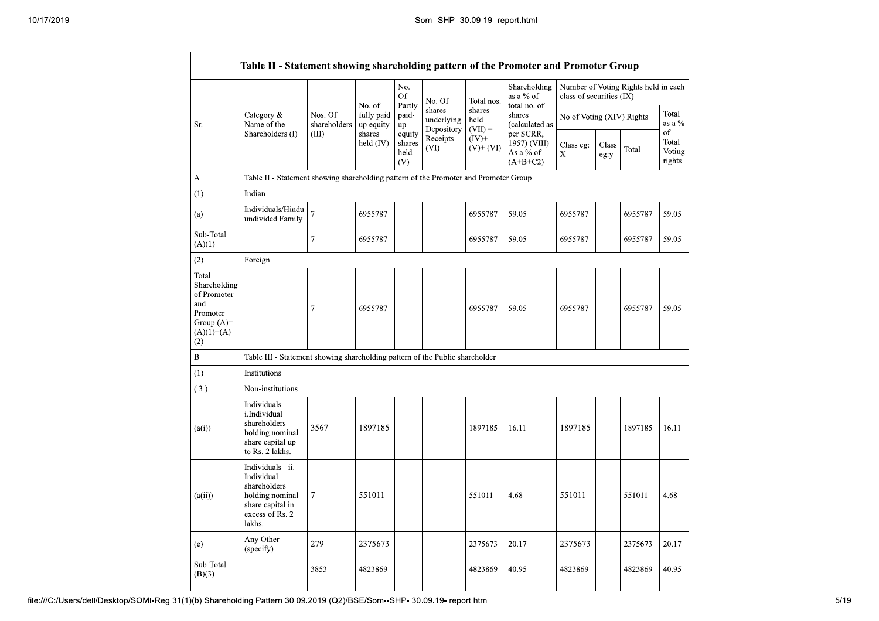| Table II - Statement showing shareholding pattern of the Promoter and Promoter Group | | | | | | | | | | | | |
|---|---|---|---|---|---|---|---|---|---|---|---|---|
| Sr. | Category & Name of the Shareholders (I) | Nos. Of shareholders (III) | No. of fully paid up equity shares held (IV) | No. Of Partly paid-up equity shares held (V) | No. Of shares underlying Depository Receipts (VI) | Total nos. shares held (VII) = (IV)+ (V)+ (VI) | Shareholding as a % of total no. of shares (calculated as per SCRR, 1957) (VIII) As a % of (A+B+C2) | Number of Voting Rights held in each class of securities (IX) | | | |
| | | | | | | | | No of Voting (XIV) Rights | | | Total as a % of Total Voting rights |
| | | | | | | | | Class eg: X | Class eg:y | Total | |
| A | Table II - Statement showing shareholding pattern of the Promoter and Promoter Group | | | | | | | | | | |
| (1) | Indian | | | | | | | | | | |
| (a) | Individuals/Hindu undivided Family | 7 | 6955787 | | | 6955787 | 59.05 | 6955787 | | 6955787 | 59.05 |
| Sub-Total (A)(1) | | 7 | 6955787 | | | 6955787 | 59.05 | 6955787 | | 6955787 | 59.05 |
| (2) | Foreign | | | | | | | | | | |
| Total Shareholding of Promoter and Promoter Group (A)=(A)(1)+(A)(2) | | 7 | 6955787 | | | 6955787 | 59.05 | 6955787 | | 6955787 | 59.05 |
| B | Table III - Statement showing shareholding pattern of the Public shareholder | | | | | | | | | | |
| (1) | Institutions | | | | | | | | | | |
| (3) | Non-institutions | | | | | | | | | | |
| (a(i)) | Individuals - i.Individual shareholders holding nominal share capital up to Rs. 2 lakhs. | 3567 | 1897185 | | | 1897185 | 16.11 | 1897185 | | 1897185 | 16.11 |
| (a(ii)) | Individuals - ii. Individual shareholders holding nominal share capital in excess of Rs. 2 lakhs. | 7 | 551011 | | | 551011 | 4.68 | 551011 | | 551011 | 4.68 |
| (e) | Any Other (specify) | 279 | 2375673 | | | 2375673 | 20.17 | 2375673 | | 2375673 | 20.17 |
| Sub-Total (B)(3) | | 3853 | 4823869 | | | 4823869 | 40.95 | 4823869 | | 4823869 | 40.95 |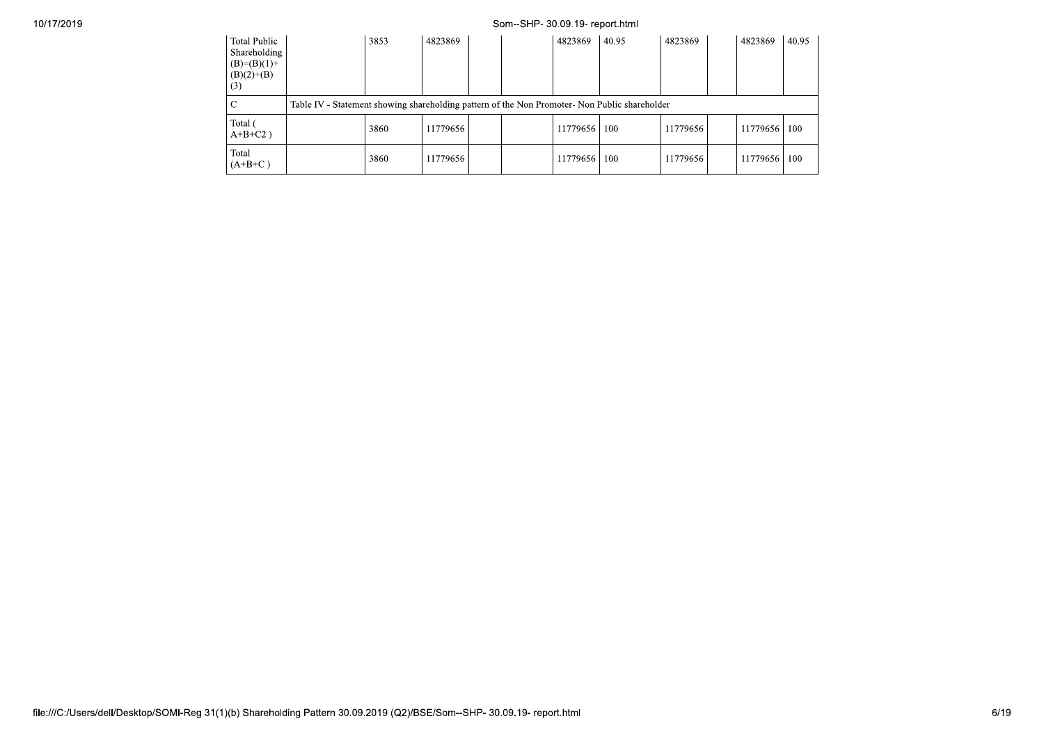| Total Public Shareholding (B)=(B)(1)+(B)(2)+(B)(3) | | 3853 | 4823869 | | | 4823869 | 40.95 | 4823869 | | 4823869 | 40.95 |
|---|---|---|---|---|---|---|---|---|---|---|---|
| C | Table IV - Statement showing shareholding pattern of the Non Promoter- Non Public shareholder | | | | | | | | | | |
| Total ( A+B+C2 ) | | 3860 | 11779656 | | | 11779656 | 100 | 11779656 | | 11779656 | 100 |
| Total (A+B+C ) | | 3860 | 11779656 | | | 11779656 | 100 | 11779656 | | 11779656 | 100 |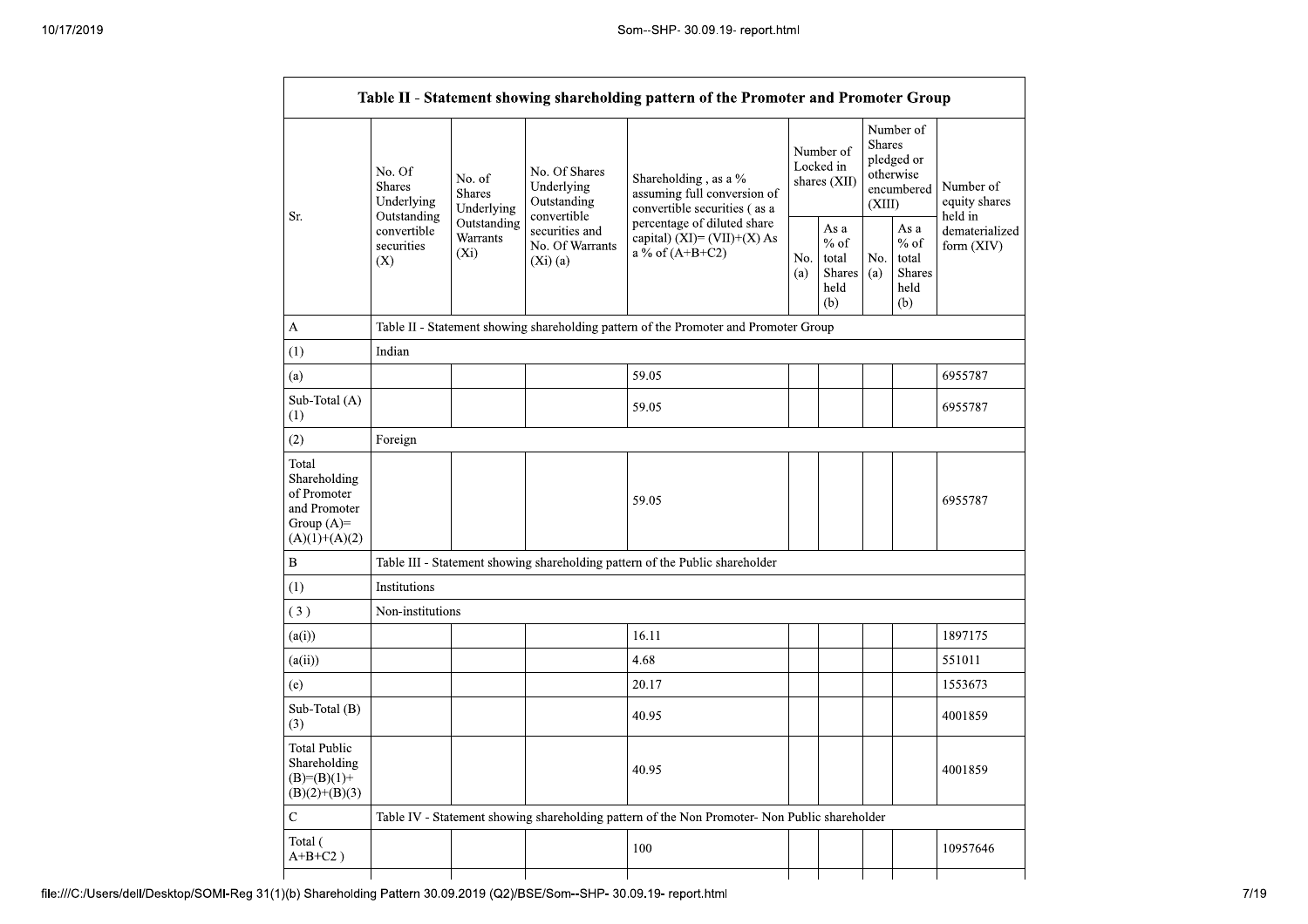| Table II - Statement showing shareholding pattern of the Promoter and Promoter Group | | | | | | | | | |
|---|---|---|---|---|---|---|---|---|---|
| Sr. | No. Of Shares Underlying Outstanding convertible securities (X) | No. of Shares Underlying Outstanding Warrants (Xi) | No. Of Shares Underlying Outstanding convertible securities and No. Of Warrants (Xi) (a) | Shareholding , as a % assuming full conversion of convertible securities ( as a percentage of diluted share capital) (XI)= (VII)+(X) As a % of (A+B+C2) | Number of Locked in shares (XII) | | Number of Shares pledged or otherwise encumbered (XIII) | | Number of equity shares held in dematerialized form (XIV) |
| | | | | | No. (a) | As a % of total Shares held (b) | No. (a) | As a % of total Shares held (b) | |
| A | Table II - Statement showing shareholding pattern of the Promoter and Promoter Group | | | | | | | | |
| (1) | Indian | | | | | | | | |
| (a) | | | | 59.05 | | | | | 6955787 |
| Sub-Total (A) (1) | | | | 59.05 | | | | | 6955787 |
| (2) | Foreign | | | | | | | | |
| Total Shareholding of Promoter and Promoter Group (A)= (A)(1)+(A)(2) | | | | 59.05 | | | | | 6955787 |
| B | Table III - Statement showing shareholding pattern of the Public shareholder | | | | | | | | |
| (1) | Institutions | | | | | | | | |
| ( 3 ) | Non-institutions | | | | | | | | |
| (a(i)) | | | | 16.11 | | | | | 1897175 |
| (a(ii)) | | | | 4.68 | | | | | 551011 |
| (e) | | | | 20.17 | | | | | 1553673 |
| Sub-Total (B) (3) | | | | 40.95 | | | | | 4001859 |
| Total Public Shareholding (B)=(B)(1)+ (B)(2)+(B)(3) | | | | 40.95 | | | | | 4001859 |
| C | Table IV - Statement showing shareholding pattern of the Non Promoter- Non Public shareholder | | | | | | | | |
| Total ( A+B+C2 ) | | | | 100 | | | | | 10957646 |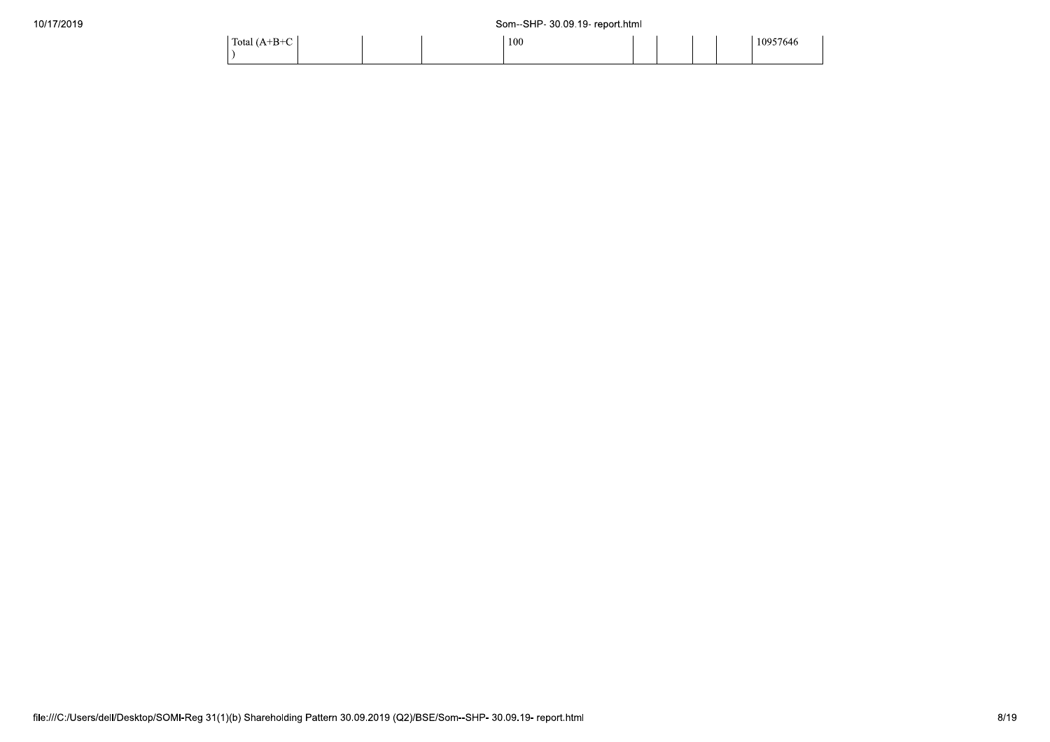| Total (A+B+C ) | | | | 100 | | | | | 10957646 |
|---|---|---|---|---|---|---|---|---|---|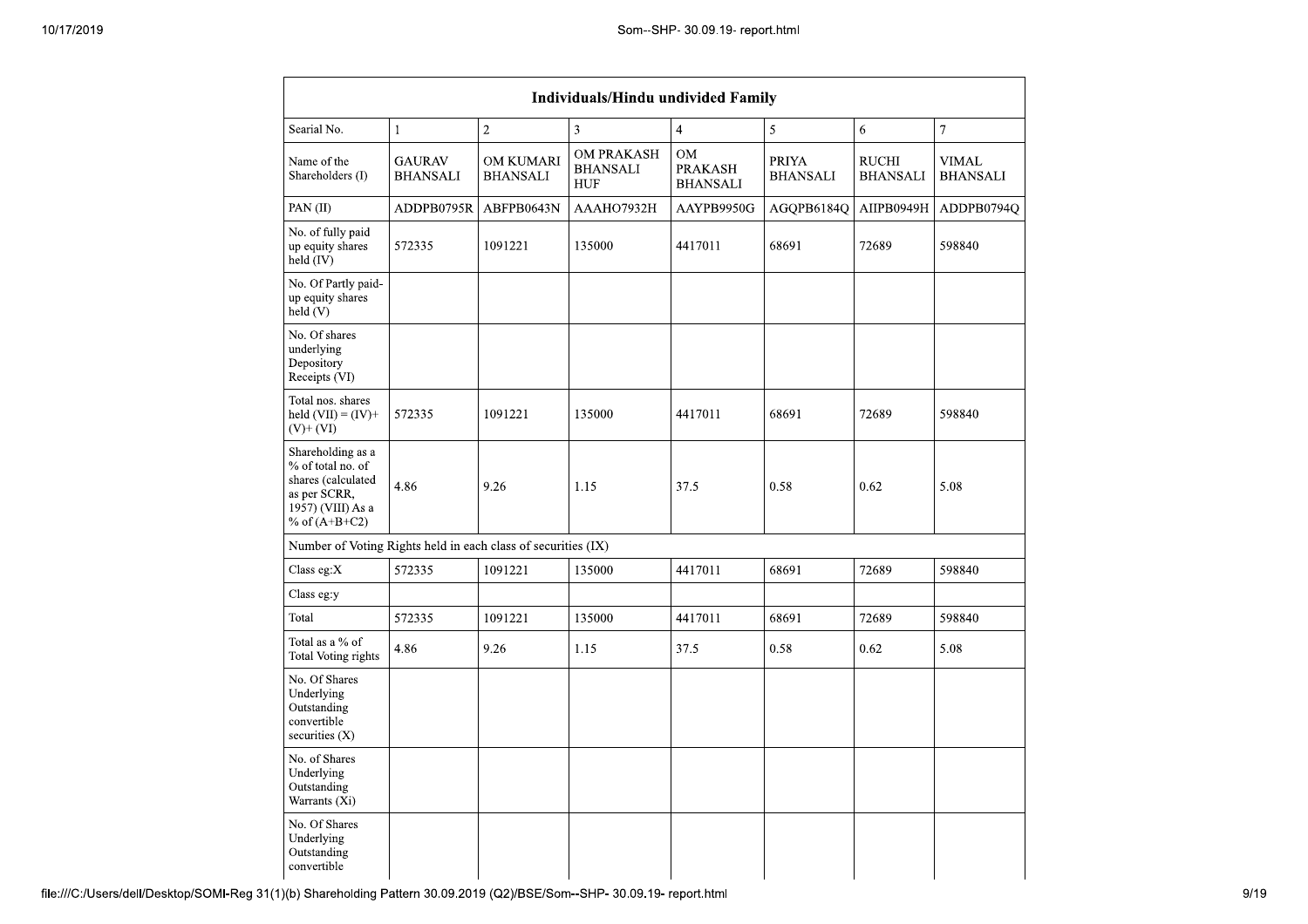| Individuals/Hindu undivided Family | | | | | | | |
|---|---|---|---|---|---|---|---|
| Searial No. | 1 | 2 | 3 | 4 | 5 | 6 | 7 |
| Name of the Shareholders (I) | GAURAV BHANSALI | OM KUMARI BHANSALI | OM PRAKASH BHANSALI HUF | OM PRAKASH BHANSALI | PRIYA BHANSALI | RUCHI BHANSALI | VIMAL BHANSALI |
| PAN (II) | ADDPB0795R | ABFPB0643N | AAAHO7932H | AAYPB9950G | AGQPB6184Q | AIIPB0949H | ADDPB0794Q |
| No. of fully paid up equity shares held (IV) | 572335 | 1091221 | 135000 | 4417011 | 68691 | 72689 | 598840 |
| No. Of Partly paid-up equity shares held (V) | | | | | | | |
| No. Of shares underlying Depository Receipts (VI) | | | | | | | |
| Total nos. shares held (VII) = (IV)+ (V)+ (VI) | 572335 | 1091221 | 135000 | 4417011 | 68691 | 72689 | 598840 |
| Shareholding as a % of total no. of shares (calculated as per SCRR, 1957) (VIII) As a % of (A+B+C2) | 4.86 | 9.26 | 1.15 | 37.5 | 0.58 | 0.62 | 5.08 |
| Number of Voting Rights held in each class of securities (IX) | | | | | | | |
| Class eg:X | 572335 | 1091221 | 135000 | 4417011 | 68691 | 72689 | 598840 |
| Class eg:y | | | | | | | |
| Total | 572335 | 1091221 | 135000 | 4417011 | 68691 | 72689 | 598840 |
| Total as a % of Total Voting rights | 4.86 | 9.26 | 1.15 | 37.5 | 0.58 | 0.62 | 5.08 |
| No. Of Shares Underlying Outstanding convertible securities (X) | | | | | | | |
| No. of Shares Underlying Outstanding Warrants (Xi) | | | | | | | |
| No. Of Shares Underlying Outstanding convertible | | | | | | | |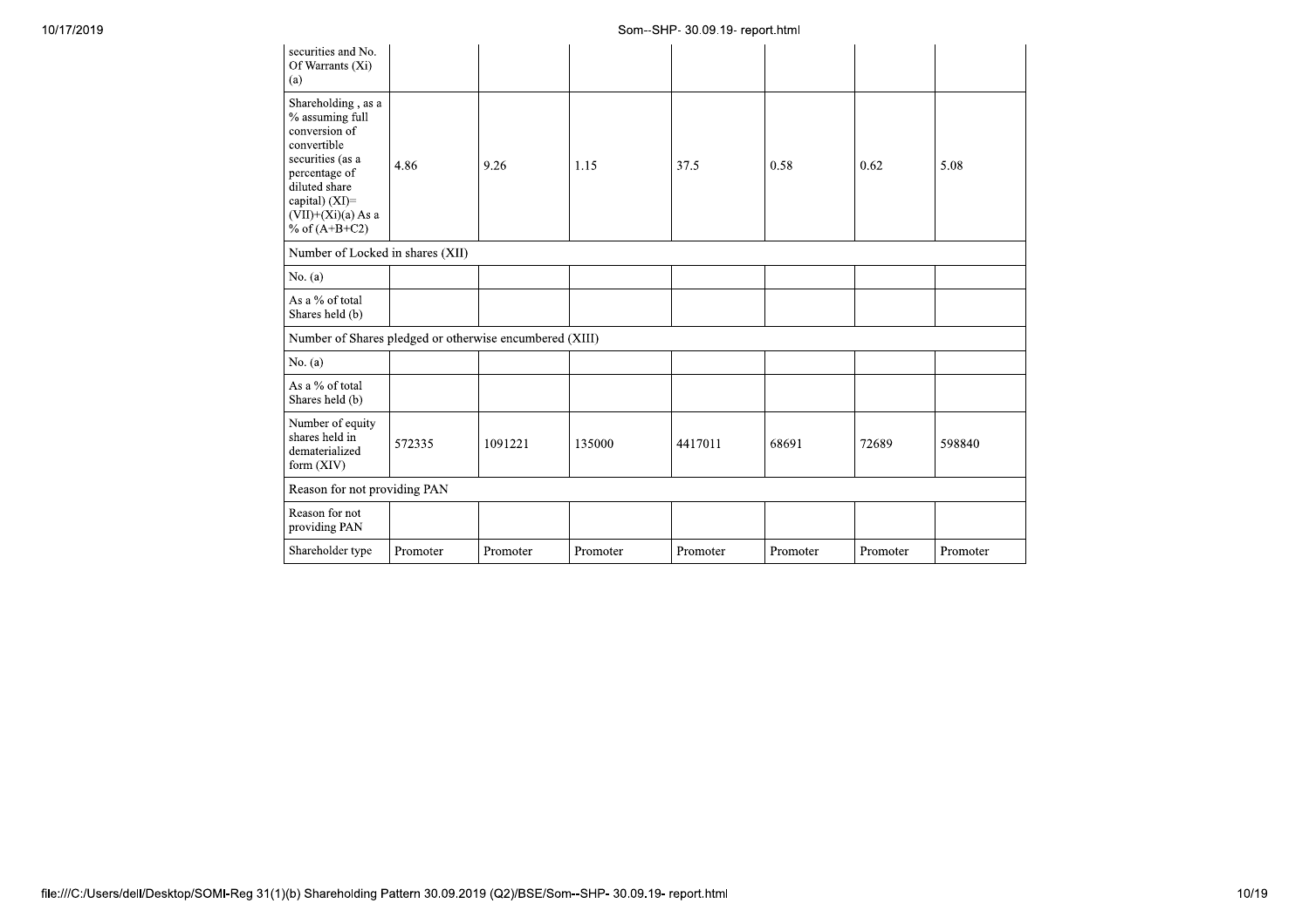| securities and No. Of Warrants (Xi) (a) | | | | | | | |
|---|---|---|---|---|---|---|---|
| Shareholding , as a % assuming full conversion of convertible securities (as a percentage of diluted share capital) (XI)= (VII)+(Xi)(a) As a % of (A+B+C2) | 4.86 | 9.26 | 1.15 | 37.5 | 0.58 | 0.62 | 5.08 |
| Number of Locked in shares (XII) | | | | | | | |
| No. (a) | | | | | | | |
| As a % of total Shares held (b) | | | | | | | |
| Number of Shares pledged or otherwise encumbered (XIII) | | | | | | | |
| No. (a) | | | | | | | |
| As a % of total Shares held (b) | | | | | | | |
| Number of equity shares held in dematerialized form (XIV) | 572335 | 1091221 | 135000 | 4417011 | 68691 | 72689 | 598840 |
| Reason for not providing PAN | | | | | | | |
| Reason for not providing PAN | | | | | | | |
| Shareholder type | Promoter | Promoter | Promoter | Promoter | Promoter | Promoter | Promoter |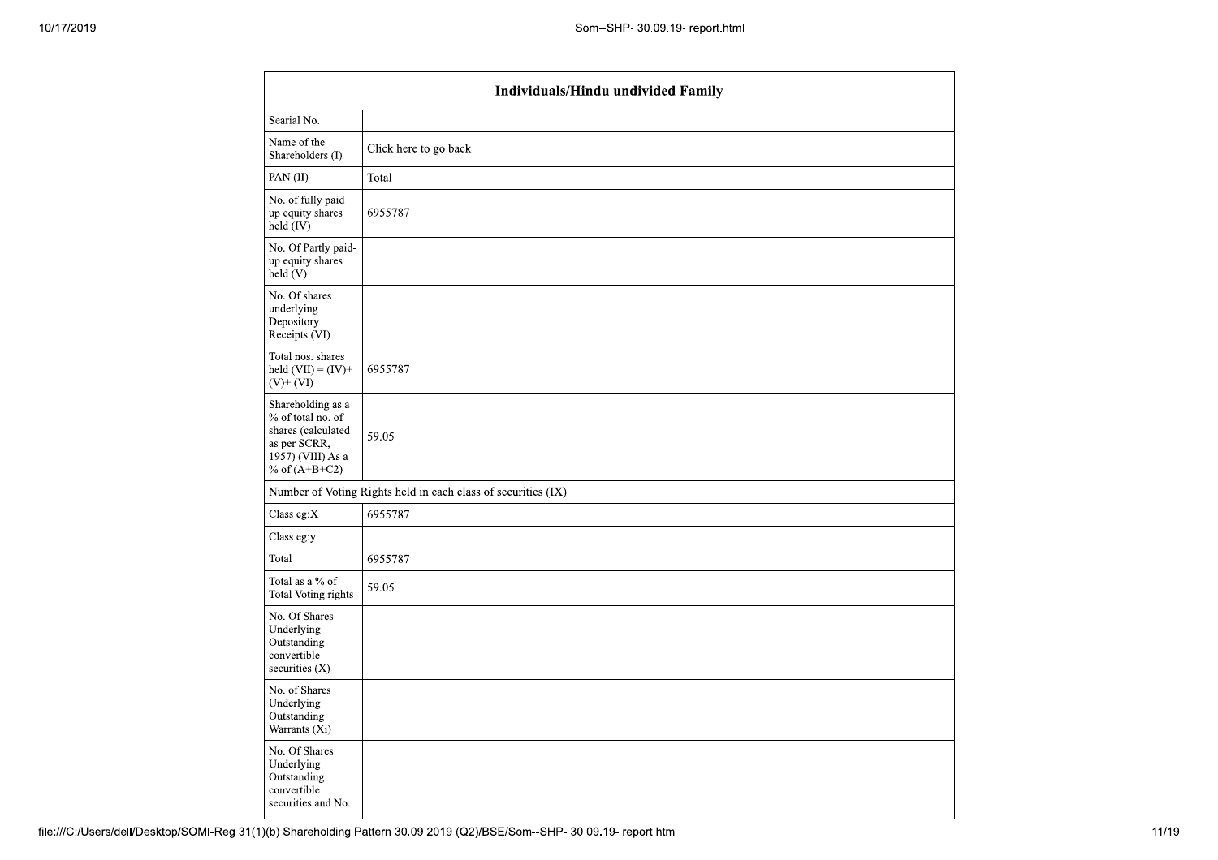| Individuals/Hindu undivided Family | |
|---|---|
| Searial No. | |
| Name of the Shareholders (I) | Click here to go back |
| PAN (II) | Total |
| No. of fully paid up equity shares held (IV) | 6955787 |
| No. Of Partly paid-up equity shares held (V) | |
| No. Of shares underlying Depository Receipts (VI) | |
| Total nos. shares held (VII) = (IV)+ (V)+ (VI) | 6955787 |
| Shareholding as a % of total no. of shares (calculated as per SCRR, 1957) (VIII) As a % of (A+B+C2) | 59.05 |
| Number of Voting Rights held in each class of securities (IX) | |
| Class eg:X | 6955787 |
| Class eg:y | |
| Total | 6955787 |
| Total as a % of Total Voting rights | 59.05 |
| No. Of Shares Underlying Outstanding convertible securities (X) | |
| No. of Shares Underlying Outstanding Warrants (Xi) | |
| No. Of Shares Underlying Outstanding convertible securities and No. | |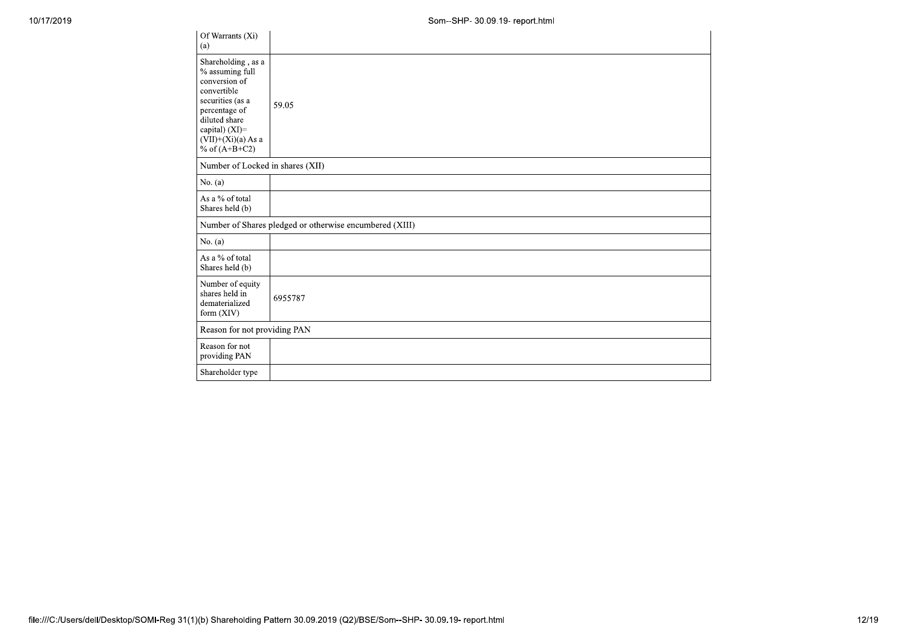| Of Warrants (Xi) (a) | |
|---|---|
| Shareholding , as a % assuming full conversion of convertible securities (as a percentage of diluted share capital) (XI)= (VII)+(Xi)(a) As a % of (A+B+C2) | 59.05 |
| Number of Locked in shares (XII) | |
| No. (a) | |
| As a % of total Shares held (b) | |
| Number of Shares pledged or otherwise encumbered (XIII) | |
| No. (a) | |
| As a % of total Shares held (b) | |
| Number of equity shares held in dematerialized form (XIV) | 6955787 |
| Reason for not providing PAN | |
| Reason for not providing PAN | |
| Shareholder type | |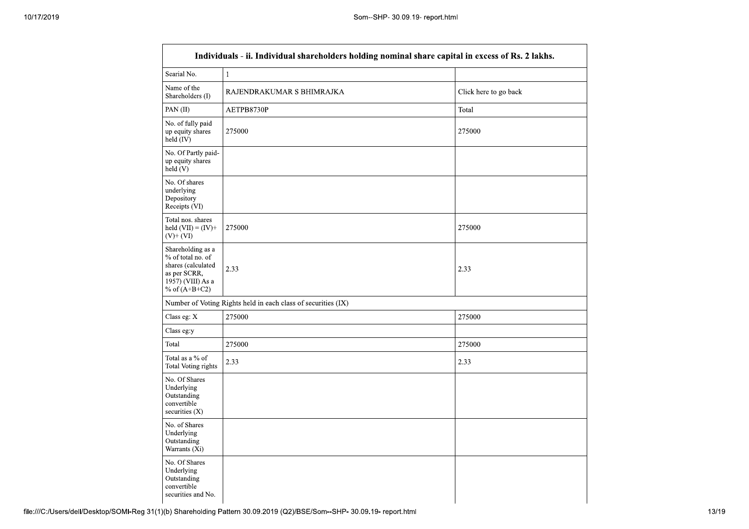| Individuals - ii. Individual shareholders holding nominal share capital in excess of Rs. 2 lakhs. | | |
|---|---|---|
| Searial No. | 1 | |
| Name of the Shareholders (I) | RAJENDRAKUMAR S BHIMRAJKA | Click here to go back |
| PAN (II) | AETPB8730P | Total |
| No. of fully paid up equity shares held (IV) | 275000 | 275000 |
| No. Of Partly paid-up equity shares held (V) | | |
| No. Of shares underlying Depository Receipts (VI) | | |
| Total nos. shares held (VII) = (IV)+ (V)+ (VI) | 275000 | 275000 |
| Shareholding as a % of total no. of shares (calculated as per SCRR, 1957) (VIII) As a % of (A+B+C2) | 2.33 | 2.33 |
| Number of Voting Rights held in each class of securities (IX) | | |
| Class eg: X | 275000 | 275000 |
| Class eg:y | | |
| Total | 275000 | 275000 |
| Total as a % of Total Voting rights | 2.33 | 2.33 |
| No. Of Shares Underlying Outstanding convertible securities (X) | | |
| No. of Shares Underlying Outstanding Warrants (Xi) | | |
| No. Of Shares Underlying Outstanding convertible securities and No. | | |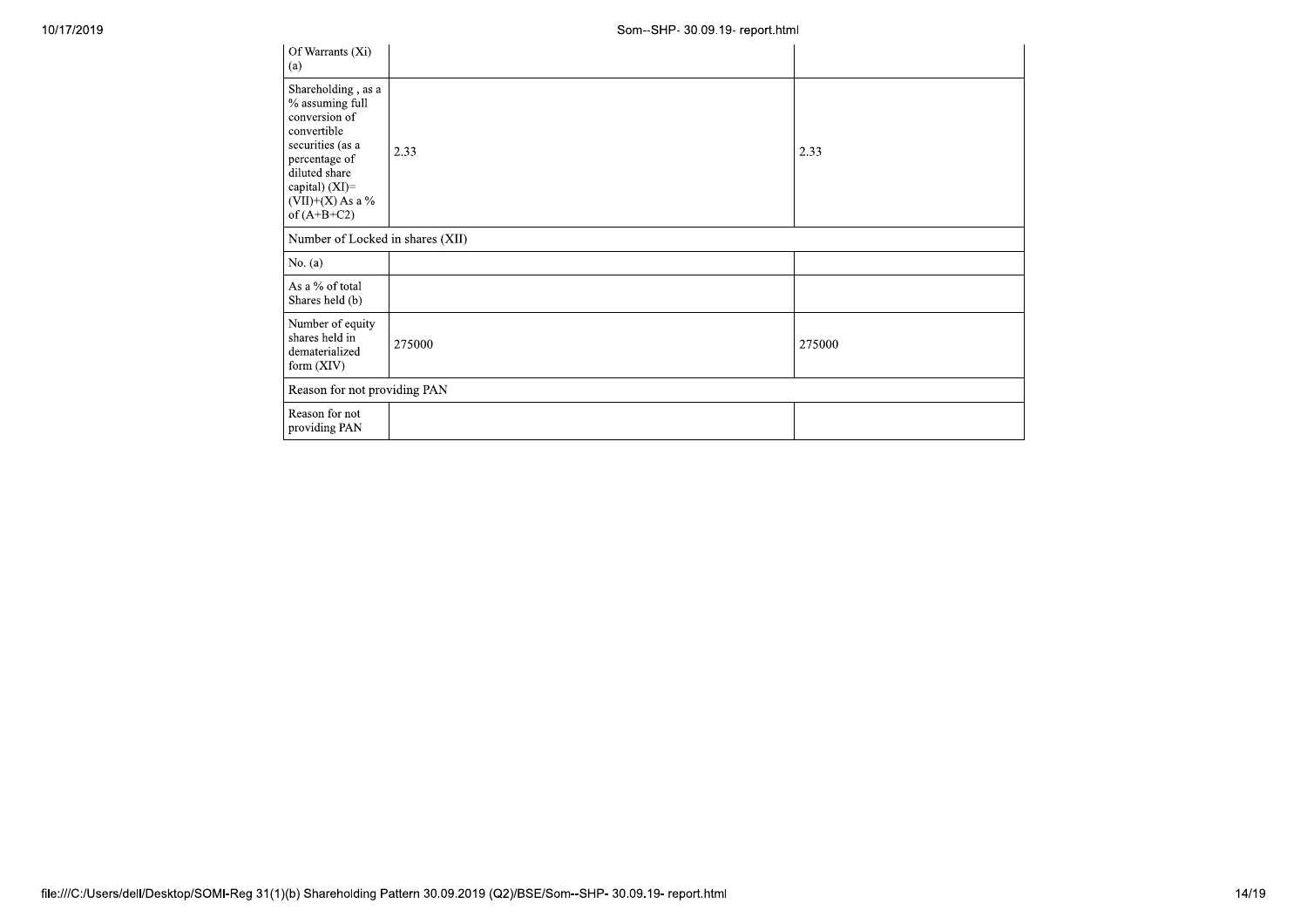| Of Warrants (Xi) (a) | | |
|---|---|---|
| Shareholding , as a % assuming full conversion of convertible securities (as a percentage of diluted share capital) (XI)= (VII)+(X) As a % of (A+B+C2) | 2.33 | 2.33 |
| Number of Locked in shares (XII) | | |
| No. (a) | | |
| As a % of total Shares held (b) | | |
| Number of equity shares held in dematerialized form (XIV) | 275000 | 275000 |
| Reason for not providing PAN | | |
| Reason for not providing PAN | | |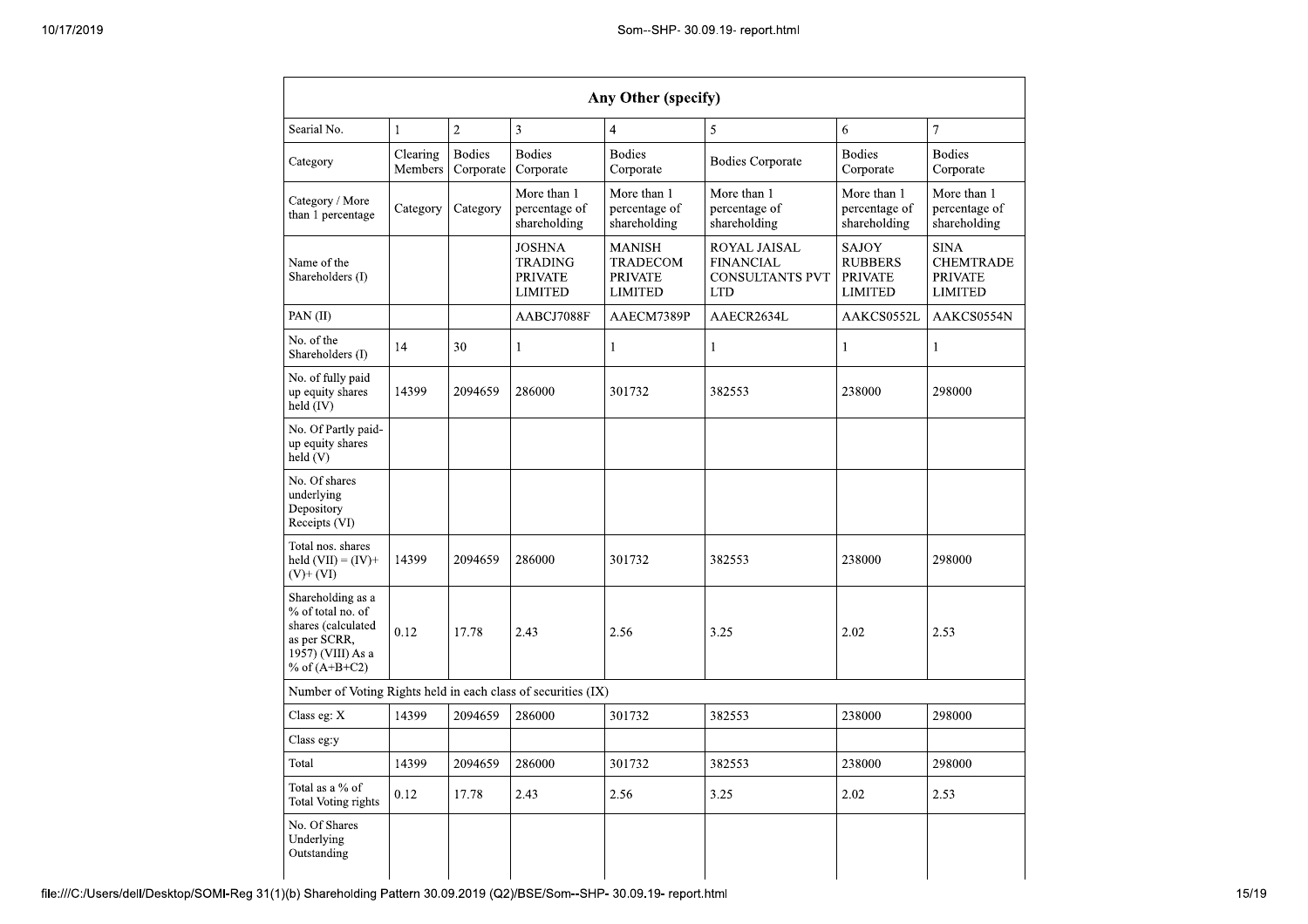| Any Other (specify) | | | | | | | |
|---|---|---|---|---|---|---|---|
| Searial No. | 1 | 2 | 3 | 4 | 5 | 6 | 7 |
| Category | Clearing Members | Bodies Corporate | Bodies Corporate | Bodies Corporate | Bodies Corporate | Bodies Corporate | Bodies Corporate |
| Category / More than 1 percentage | Category | Category | More than 1 percentage of shareholding | More than 1 percentage of shareholding | More than 1 percentage of shareholding | More than 1 percentage of shareholding | More than 1 percentage of shareholding |
| Name of the Shareholders (I) | | | JOSHNA TRADING PRIVATE LIMITED | MANISH TRADECOM PRIVATE LIMITED | ROYAL JAISAL FINANCIAL CONSULTANTS PVT LTD | SAJOY RUBBERS PRIVATE LIMITED | SINA CHEMTRADE PRIVATE LIMITED |
| PAN (II) | | | AABCJ7088F | AAECM7389P | AAECR2634L | AAKCS0552L | AAKCS0554N |
| No. of the Shareholders (I) | 14 | 30 | 1 | 1 | 1 | 1 | 1 |
| No. of fully paid up equity shares held (IV) | 14399 | 2094659 | 286000 | 301732 | 382553 | 238000 | 298000 |
| No. Of Partly paid-up equity shares held (V) | | | | | | | |
| No. Of shares underlying Depository Receipts (VI) | | | | | | | |
| Total nos. shares held (VII) = (IV)+(V)+ (VI) | 14399 | 2094659 | 286000 | 301732 | 382553 | 238000 | 298000 |
| Shareholding as a % of total no. of shares (calculated as per SCRR, 1957) (VIII) As a % of (A+B+C2) | 0.12 | 17.78 | 2.43 | 2.56 | 3.25 | 2.02 | 2.53 |
| Number of Voting Rights held in each class of securities (IX) | | | | | | | |
| Class eg: X | 14399 | 2094659 | 286000 | 301732 | 382553 | 238000 | 298000 |
| Class eg:y | | | | | | | |
| Total | 14399 | 2094659 | 286000 | 301732 | 382553 | 238000 | 298000 |
| Total as a % of Total Voting rights | 0.12 | 17.78 | 2.43 | 2.56 | 3.25 | 2.02 | 2.53 |
| No. Of Shares Underlying Outstanding | | | | | | | |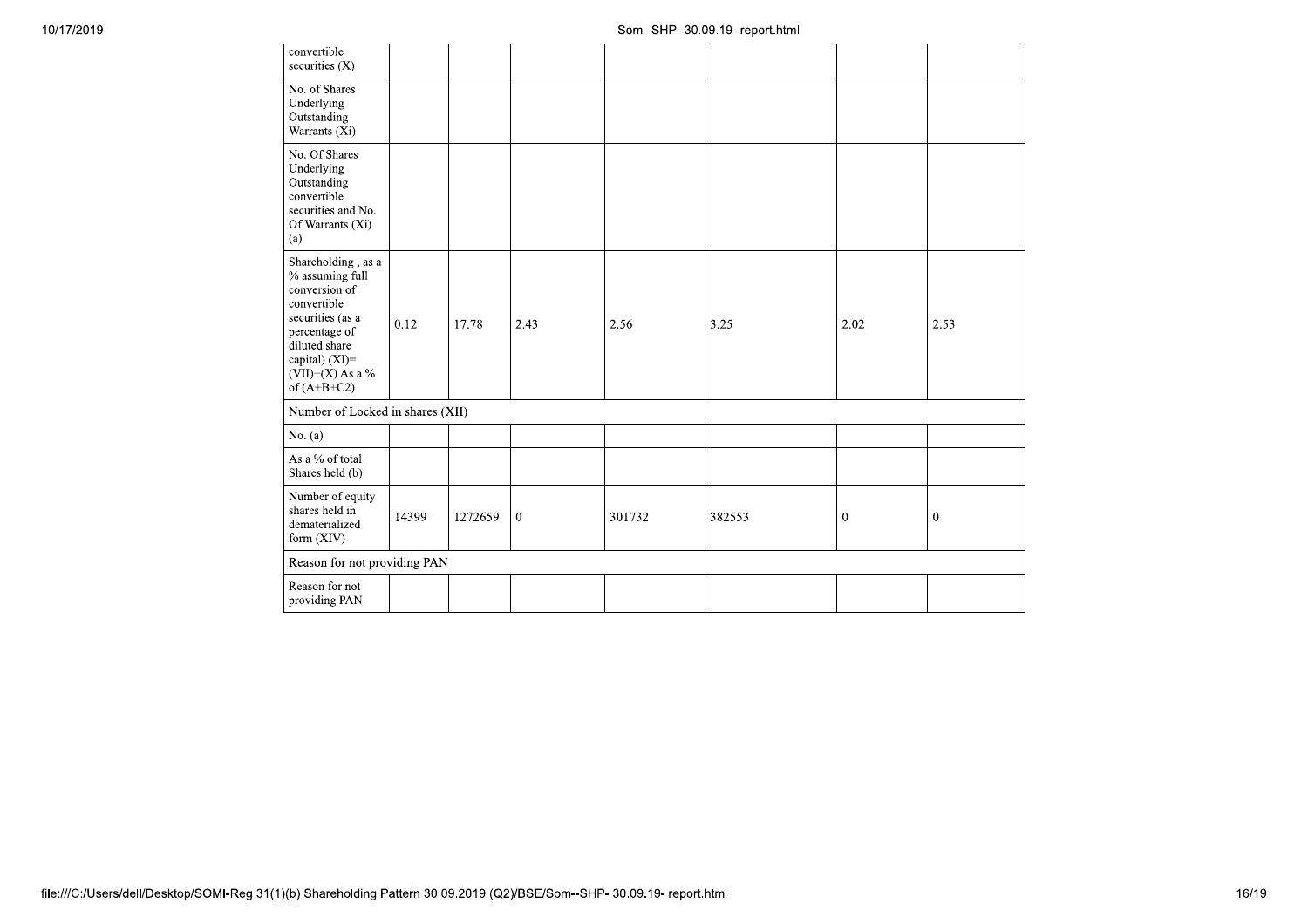| convertible securities (X) | | | | | | | |
|---|---|---|---|---|---|---|---|
| No. of Shares Underlying Outstanding Warrants (Xi) | | | | | | | |
| No. Of Shares Underlying Outstanding convertible securities and No. Of Warrants (Xi) (a) | | | | | | | |
| Shareholding , as a % assuming full conversion of convertible securities (as a percentage of diluted share capital) (XI)= (VII)+(X) As a % of (A+B+C2) | 0.12 | 17.78 | 2.43 | 2.56 | 3.25 | 2.02 | 2.53 |
| Number of Locked in shares (XII) | | | | | | | |
| No. (a) | | | | | | | |
| As a % of total Shares held (b) | | | | | | | |
| Number of equity shares held in dematerialized form (XIV) | 14399 | 1272659 | 0 | 301732 | 382553 | 0 | 0 |
| Reason for not providing PAN | | | | | | | |
| Reason for not providing PAN | | | | | | | |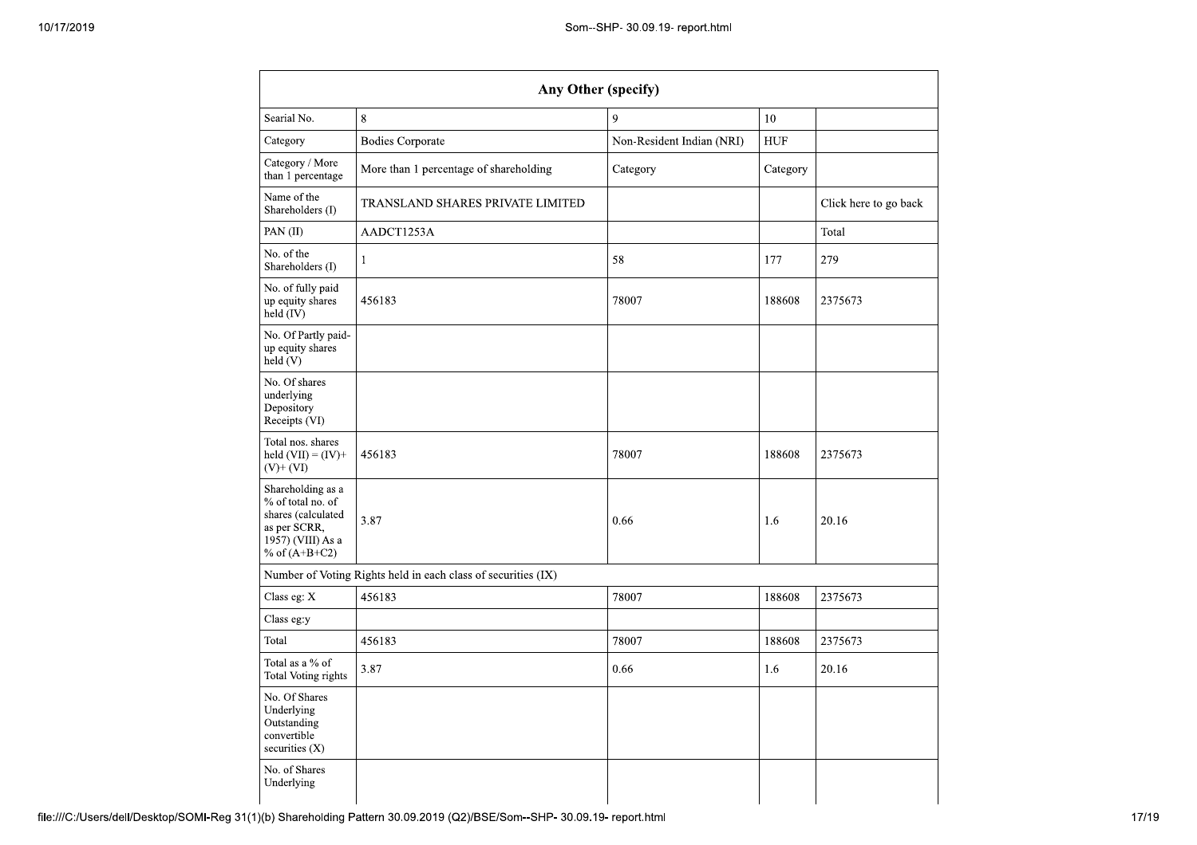| Any Other (specify) | | | | |
|---|---|---|---|---|
| Searial No. | 8 | 9 | 10 | |
| Category | Bodies Corporate | Non-Resident Indian (NRI) | HUF | |
| Category / More than 1 percentage | More than 1 percentage of shareholding | Category | Category | |
| Name of the Shareholders (I) | TRANSLAND SHARES PRIVATE LIMITED | | | Click here to go back |
| PAN (II) | AADCT1253A | | | Total |
| No. of the Shareholders (I) | 1 | 58 | 177 | 279 |
| No. of fully paid up equity shares held (IV) | 456183 | 78007 | 188608 | 2375673 |
| No. Of Partly paid-up equity shares held (V) | | | | |
| No. Of shares underlying Depository Receipts (VI) | | | | |
| Total nos. shares held (VII) = (IV)+(V)+ (VI) | 456183 | 78007 | 188608 | 2375673 |
| Shareholding as a % of total no. of shares (calculated as per SCRR, 1957) (VIII) As a % of (A+B+C2) | 3.87 | 0.66 | 1.6 | 20.16 |
| Number of Voting Rights held in each class of securities (IX) | | | | |
| Class eg: X | 456183 | 78007 | 188608 | 2375673 |
| Class eg:y | | | | |
| Total | 456183 | 78007 | 188608 | 2375673 |
| Total as a % of Total Voting rights | 3.87 | 0.66 | 1.6 | 20.16 |
| No. Of Shares Underlying Outstanding convertible securities (X) | | | | |
| No. of Shares Underlying | | | | |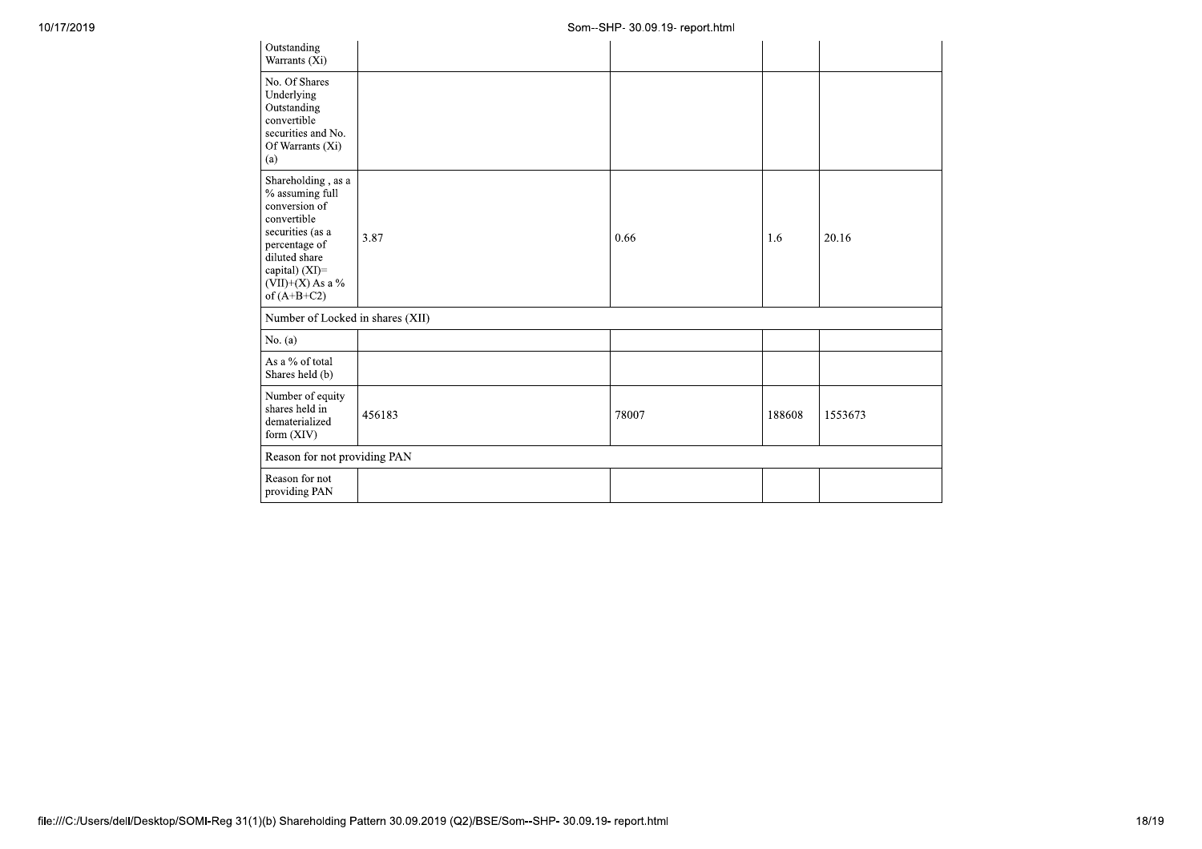| Outstanding Warrants (Xi) | | | | |
|---|---|---|---|---|
| No. Of Shares Underlying Outstanding convertible securities and No. Of Warrants (Xi) (a) | | | | |
| Shareholding , as a % assuming full conversion of convertible securities (as a percentage of diluted share capital) (XI)= (VII)+(X) As a % of (A+B+C2) | 3.87 | 0.66 | 1.6 | 20.16 |
| Number of Locked in shares (XII) | | | | |
| No. (a) | | | | |
| As a % of total Shares held (b) | | | | |
| Number of equity shares held in dematerialized form (XIV) | 456183 | 78007 | 188608 | 1553673 |
| Reason for not providing PAN | | | | |
| Reason for not providing PAN | | | | |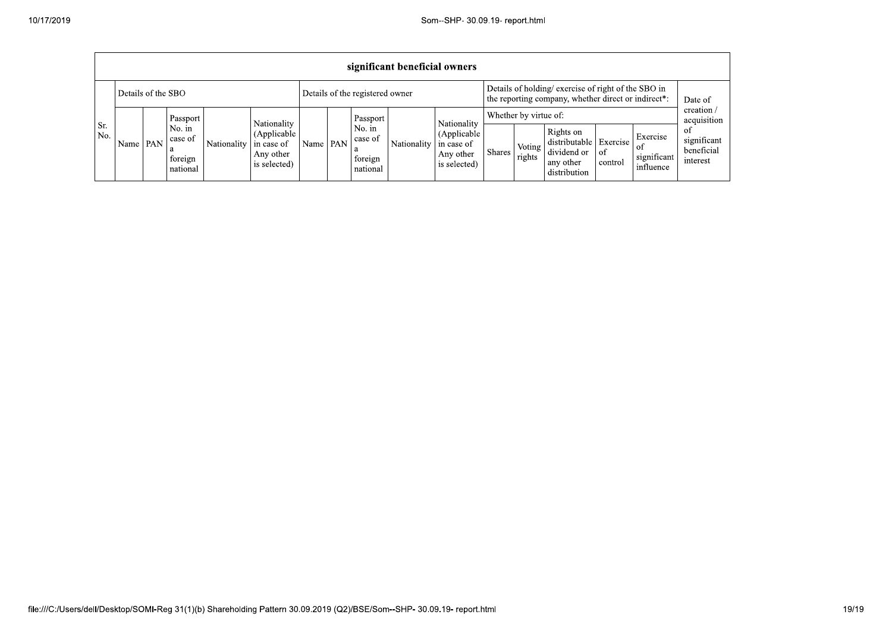| significant beneficial owners | | | | | | | | | | | | | | | | |
|---|---|---|---|---|---|---|---|---|---|---|---|---|---|---|---|---|
| Sr. No. | Details of the SBO | | | | | Details of the registered owner | | | | | Details of holding/ exercise of right of the SBO in the reporting company, whether direct or indirect*: | | | | | Date of creation / acquisition of significant beneficial interest |
| | | | | | | | | | | | Whether by virtue of: | | | | | |
| | Name | PAN | Passport No. in case of a foreign national | Nationality | Nationality (Applicable in case of Any other is selected) | Name | PAN | Passport No. in case of a foreign national | Nationality | Nationality (Applicable in case of Any other is selected) | Shares | Voting rights | Rights on distributable dividend or any other distribution | Exercise of control | Exercise of significant influence | |